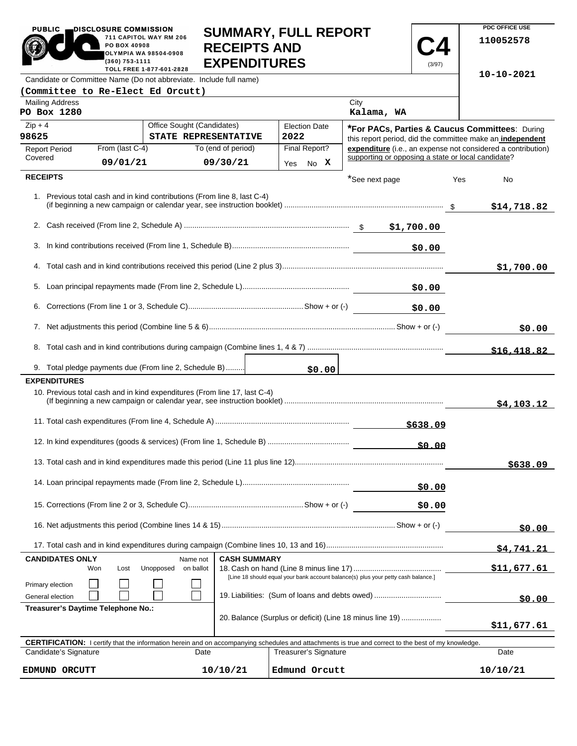PUBLIC DISCLOSURE COMMISSION
711 CAPITOL WAY RM 206
PO BOX 40908
OLYMPIA WA 98504-0908
(360) 753-1111
TOLL FREE 1-877-601-2828

# SUMMARY, FULL REPORT RECEIPTS AND EXPENDITURES

**C4** (3/97)

PDC OFFICE USE
110052578
10-10-2021

Candidate or Committee Name (Do not abbreviate. Include full name)
**(Committee to Re-Elect Ed Orcutt)**

| Mailing Address | City |
|---|---|
| PO Box 1280 | Kalama, WA |

| Zip + 4 | Office Sought (Candidates) | Election Date |
|---|---|---|
| 98625 | STATE REPRESENTATIVE | 2022 |

| Report Period Covered | From (last C-4) | To (end of period) | Final Report? |
|---|---|---|---|
| | 09/01/21 | 09/30/21 | Yes No X |

***For PACs, Parties & Caucus Committees**: During this report period, did the committee make an **independent expenditure** (i.e., an expense not considered a contribution) supporting or opposing a state or local candidate?

## RECEIPTS

*See next page — Yes — No

| Line | Description | Amount | Total |
|---|---|---|---|
| 1. | Previous total cash and in kind contributions (From line 8, last C-4) (if beginning a new campaign or calendar year, see instruction booklet) | | $14,718.82 |
| 2. | Cash received (From line 2, Schedule A) | $1,700.00 | |
| 3. | In kind contributions received (From line 1, Schedule B) | $0.00 | |
| 4. | Total cash and in kind contributions received this period (Line 2 plus 3) | | $1,700.00 |
| 5. | Loan principal repayments made (From line 2, Schedule L) | $0.00 | |
| 6. | Corrections (From line 1 or 3, Schedule C) Show + or (-) | $0.00 | |
| 7. | Net adjustments this period (Combine line 5 & 6) Show + or (-) | | $0.00 |
| 8. | Total cash and in kind contributions during campaign (Combine lines 1, 4 & 7) | | $16,418.82 |
| 9. | Total pledge payments due (From line 2, Schedule B) | $0.00 | |

## EXPENDITURES

| Line | Description | Amount | Total |
|---|---|---|---|
| 10. | Previous total cash and in kind expenditures (From line 17, last C-4) (If beginning a new campaign or calendar year, see instruction booklet) | | $4,103.12 |
| 11. | Total cash expenditures (From line 4, Schedule A) | $638.09 | |
| 12. | In kind expenditures (goods & services) (From line 1, Schedule B) | $0.00 | |
| 13. | Total cash and in kind expenditures made this period (Line 11 plus line 12) | | $638.09 |
| 14. | Loan principal repayments made (From line 2, Schedule L) | $0.00 | |
| 15. | Corrections (From line 2 or 3, Schedule C) Show + or (-) | $0.00 | |
| 16. | Net adjustments this period (Combine lines 14 & 15) Show + or (-) | | $0.00 |
| 17. | Total cash and in kind expenditures during campaign (Combine lines 10, 13 and 16) | | $4,741.21 |

**CANDIDATES ONLY**

| | Won | Lost | Unopposed | Name not on ballot |
|---|---|---|---|---|
| Primary election | ☐ | ☐ | ☐ | ☐ |
| General election | ☐ | ☐ | ☐ | ☐ |

**Treasurer's Daytime Telephone No.:**

**CASH SUMMARY**

| Line | Description | Amount |
|---|---|---|
| 18. | Cash on hand (Line 8 minus line 17) [Line 18 should equal your bank account balance(s) plus your petty cash balance.] | $11,677.61 |
| 19. | Liabilities: (Sum of loans and debts owed) | $0.00 |
| 20. | Balance (Surplus or deficit) (Line 18 minus line 19) | $11,677.61 |

**CERTIFICATION:** I certify that the information herein and on accompanying schedules and attachments is true and correct to the best of my knowledge.

| Candidate's Signature | Date | Treasurer's Signature | Date |
|---|---|---|---|
| EDMUND ORCUTT | 10/10/21 | Edmund Orcutt | 10/10/21 |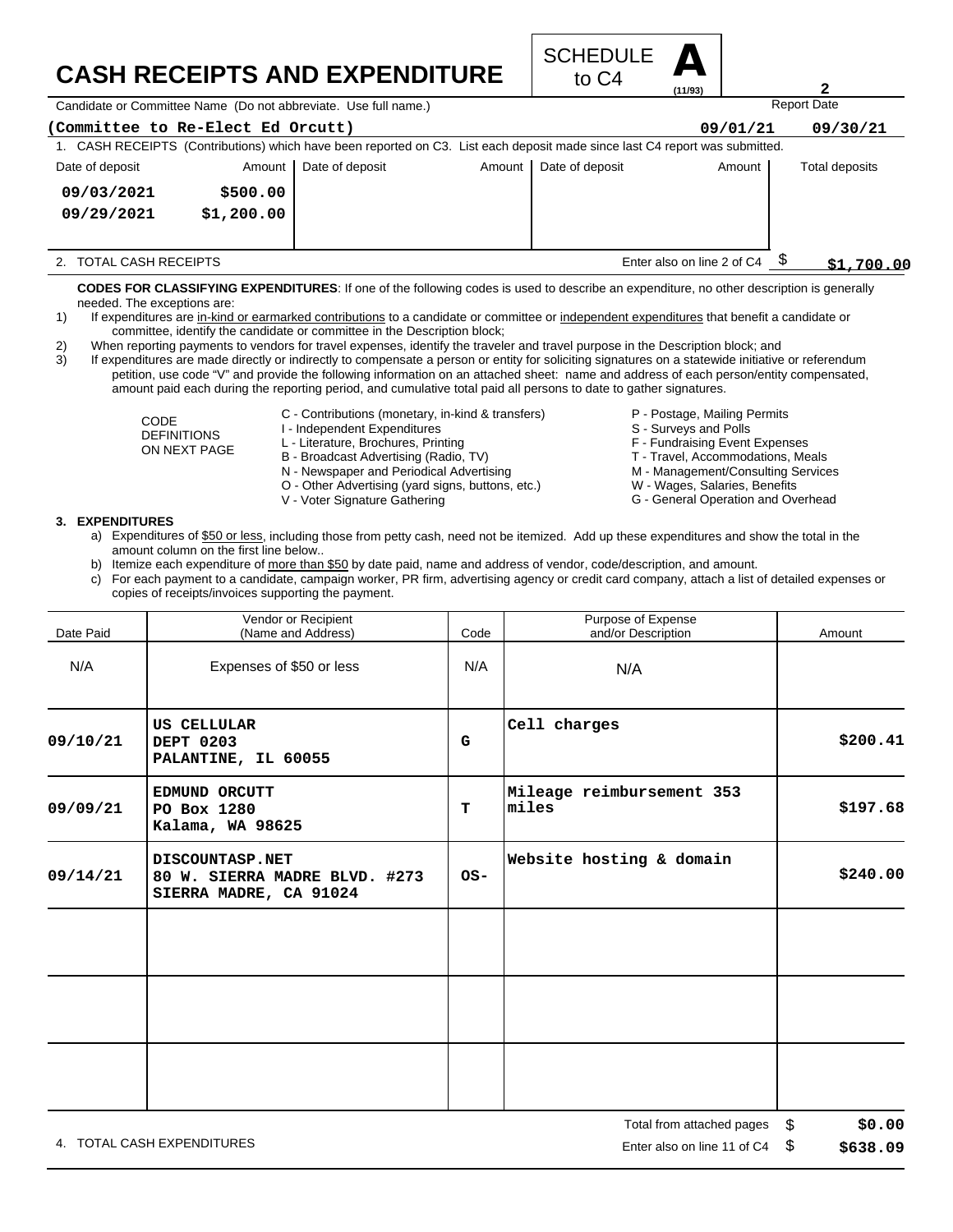# CASH RECEIPTS AND EXPENDITURE

SCHEDULE **A** to C4 (11/93)

**2**

Candidate or Committee Name (Do not abbreviate. Use full name.)

**(Committee to Re-Elect Ed Orcutt)**

Report Date

**09/01/21** **09/30/21**

1. CASH RECEIPTS (Contributions) which have been reported on C3. List each deposit made since last C4 report was submitted.

| Date of deposit | Amount | Date of deposit | Amount | Date of deposit | Amount | Total deposits |
|---|---|---|---|---|---|---|
| 09/03/2021 | $500.00 | | | | | |
| 09/29/2021 | $1,200.00 | | | | | |

2. TOTAL CASH RECEIPTS — Enter also on line 2 of C4 $ **$1,700.00**

**CODES FOR CLASSIFYING EXPENDITURES**: If one of the following codes is used to describe an expenditure, no other description is generally needed. The exceptions are:

1) If expenditures are in-kind or earmarked contributions to a candidate or committee or independent expenditures that benefit a candidate or committee, identify the candidate or committee in the Description block;
2) When reporting payments to vendors for travel expenses, identify the traveler and travel purpose in the Description block; and
3) If expenditures are made directly or indirectly to compensate a person or entity for soliciting signatures on a statewide initiative or referendum petition, use code "V" and provide the following information on an attached sheet: name and address of each person/entity compensated, amount paid each during the reporting period, and cumulative total paid all persons to date to gather signatures.

CODE DEFINITIONS ON NEXT PAGE

- C - Contributions (monetary, in-kind & transfers)
- I - Independent Expenditures
- L - Literature, Brochures, Printing
- B - Broadcast Advertising (Radio, TV)
- N - Newspaper and Periodical Advertising
- O - Other Advertising (yard signs, buttons, etc.)
- V - Voter Signature Gathering
- P - Postage, Mailing Permits
- S - Surveys and Polls
- F - Fundraising Event Expenses
- T - Travel, Accommodations, Meals
- M - Management/Consulting Services
- W - Wages, Salaries, Benefits
- G - General Operation and Overhead

**3. EXPENDITURES**

a) Expenditures of $50 or less, including those from petty cash, need not be itemized. Add up these expenditures and show the total in the amount column on the first line below..

b) Itemize each expenditure of more than $50 by date paid, name and address of vendor, code/description, and amount.

c) For each payment to a candidate, campaign worker, PR firm, advertising agency or credit card company, attach a list of detailed expenses or copies of receipts/invoices supporting the payment.

| Date Paid | Vendor or Recipient (Name and Address) | Code | Purpose of Expense and/or Description | Amount |
|---|---|---|---|---|
| N/A | Expenses of $50 or less | N/A | N/A | |
| 09/10/21 | US CELLULAR DEPT 0203 PALANTINE, IL 60055 | G | Cell charges | $200.41 |
| 09/09/21 | EDMUND ORCUTT PO Box 1280 Kalama, WA 98625 | T | Mileage reimbursement 353 miles | $197.68 |
| 09/14/21 | DISCOUNTASP.NET 80 W. SIERRA MADRE BLVD. #273 SIERRA MADRE, CA 91024 | OS- | Website hosting & domain | $240.00 |
| | | | | |
| | | | | |
| | | | | |

Total from attached pages $ **$0.00**

4. TOTAL CASH EXPENDITURES — Enter also on line 11 of C4 $ **$638.09**